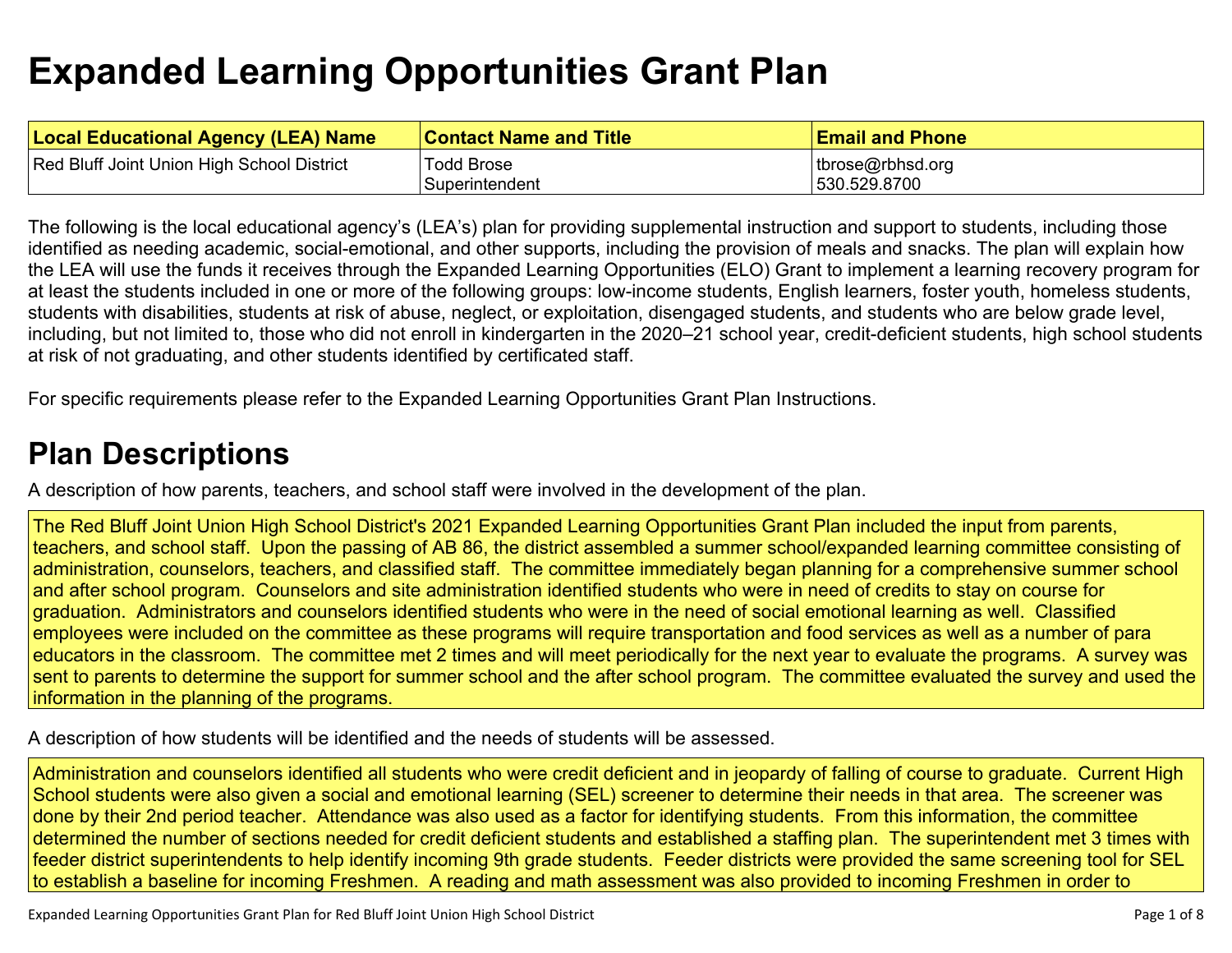# Expanded Learning Opportunities Grant Plan

| Local Educational Agency (LEA) Name | Contact Name and Title | Email and Phone |
| --- | --- | --- |
| Red Bluff Joint Union High School District | Todd Brose<br>Superintendent | tbrose@rbhsd.org<br>530.529.8700 |

The following is the local educational agency's (LEA's) plan for providing supplemental instruction and support to students, including those identified as needing academic, social-emotional, and other supports, including the provision of meals and snacks. The plan will explain how the LEA will use the funds it receives through the Expanded Learning Opportunities (ELO) Grant to implement a learning recovery program for at least the students included in one or more of the following groups: low-income students, English learners, foster youth, homeless students, students with disabilities, students at risk of abuse, neglect, or exploitation, disengaged students, and students who are below grade level, including, but not limited to, those who did not enroll in kindergarten in the 2020–21 school year, credit-deficient students, high school students at risk of not graduating, and other students identified by certificated staff.

For specific requirements please refer to the Expanded Learning Opportunities Grant Plan Instructions.

## Plan Descriptions

A description of how parents, teachers, and school staff were involved in the development of the plan.

The Red Bluff Joint Union High School District's 2021 Expanded Learning Opportunities Grant Plan included the input from parents, teachers, and school staff. Upon the passing of AB 86, the district assembled a summer school/expanded learning committee consisting of administration, counselors, teachers, and classified staff. The committee immediately began planning for a comprehensive summer school and after school program. Counselors and site administration identified students who were in need of credits to stay on course for graduation. Administrators and counselors identified students who were in the need of social emotional learning as well. Classified employees were included on the committee as these programs will require transportation and food services as well as a number of para educators in the classroom. The committee met 2 times and will meet periodically for the next year to evaluate the programs. A survey was sent to parents to determine the support for summer school and the after school program. The committee evaluated the survey and used the information in the planning of the programs.

A description of how students will be identified and the needs of students will be assessed.

Administration and counselors identified all students who were credit deficient and in jeopardy of falling of course to graduate. Current High School students were also given a social and emotional learning (SEL) screener to determine their needs in that area. The screener was done by their 2nd period teacher. Attendance was also used as a factor for identifying students. From this information, the committee determined the number of sections needed for credit deficient students and established a staffing plan. The superintendent met 3 times with feeder district superintendents to help identify incoming 9th grade students. Feeder districts were provided the same screening tool for SEL to establish a baseline for incoming Freshmen. A reading and math assessment was also provided to incoming Freshmen in order to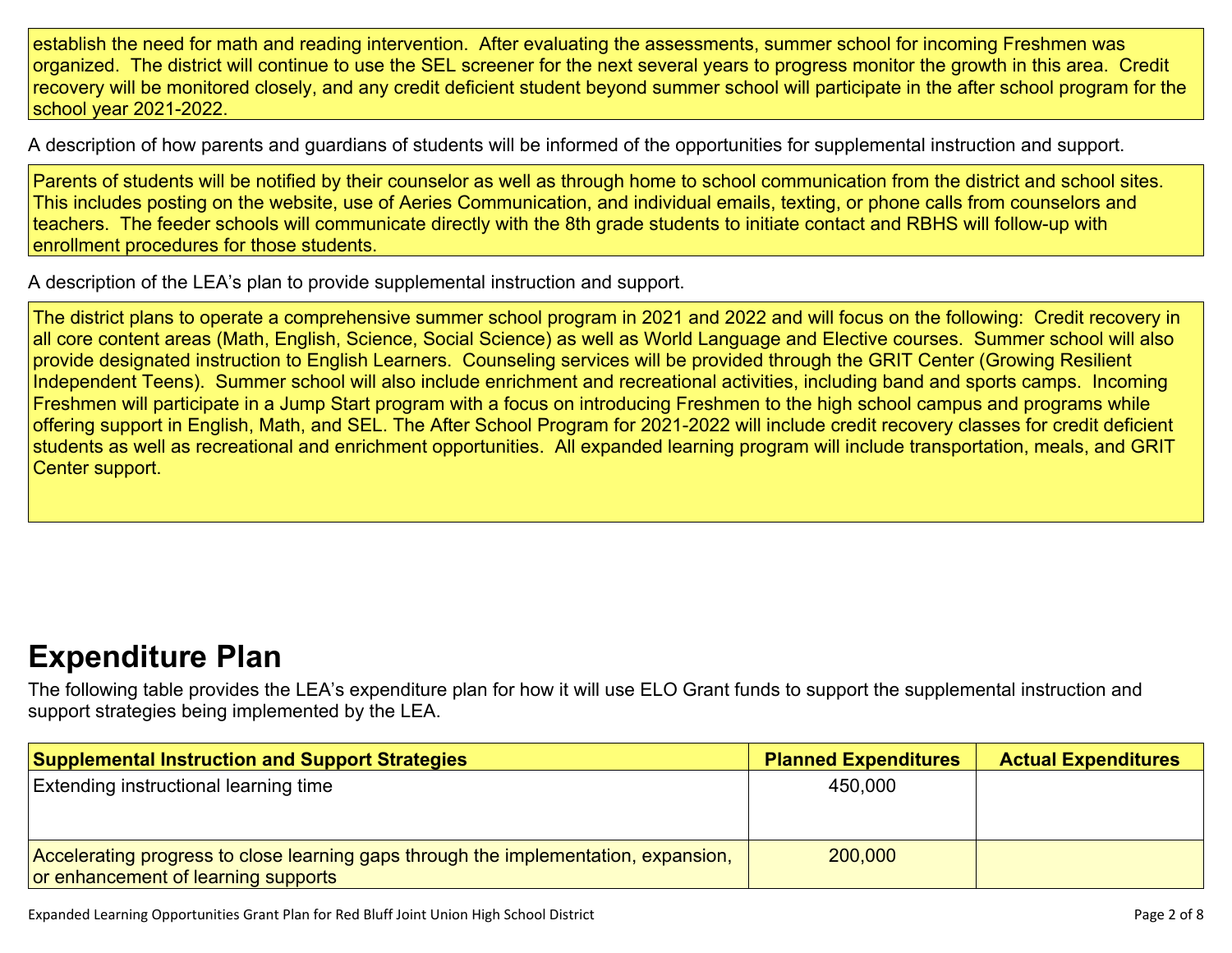establish the need for math and reading intervention.  After evaluating the assessments, summer school for incoming Freshmen was organized.  The district will continue to use the SEL screener for the next several years to progress monitor the growth in this area.  Credit recovery will be monitored closely, and any credit deficient student beyond summer school will participate in the after school program for the school year 2021-2022.

A description of how parents and guardians of students will be informed of the opportunities for supplemental instruction and support.

Parents of students will be notified by their counselor as well as through home to school communication from the district and school sites. This includes posting on the website, use of Aeries Communication, and individual emails, texting, or phone calls from counselors and teachers.  The feeder schools will communicate directly with the 8th grade students to initiate contact and RBHS will follow-up with enrollment procedures for those students.

A description of the LEA's plan to provide supplemental instruction and support.

The district plans to operate a comprehensive summer school program in 2021 and 2022 and will focus on the following:  Credit recovery in all core content areas (Math, English, Science, Social Science) as well as World Language and Elective courses.  Summer school will also provide designated instruction to English Learners.  Counseling services will be provided through the GRIT Center (Growing Resilient Independent Teens).  Summer school will also include enrichment and recreational activities, including band and sports camps.  Incoming Freshmen will participate in a Jump Start program with a focus on introducing Freshmen to the high school campus and programs while offering support in English, Math, and SEL. The After School Program for 2021-2022 will include credit recovery classes for credit deficient students as well as recreational and enrichment opportunities.  All expanded learning program will include transportation, meals, and GRIT Center support.

# Expenditure Plan

The following table provides the LEA's expenditure plan for how it will use ELO Grant funds to support the supplemental instruction and support strategies being implemented by the LEA.

| Supplemental Instruction and Support Strategies | Planned Expenditures | Actual Expenditures |
|---|---|---|
| Extending instructional learning time | 450,000 | |
| Accelerating progress to close learning gaps through the implementation, expansion, or enhancement of learning supports | 200,000 | |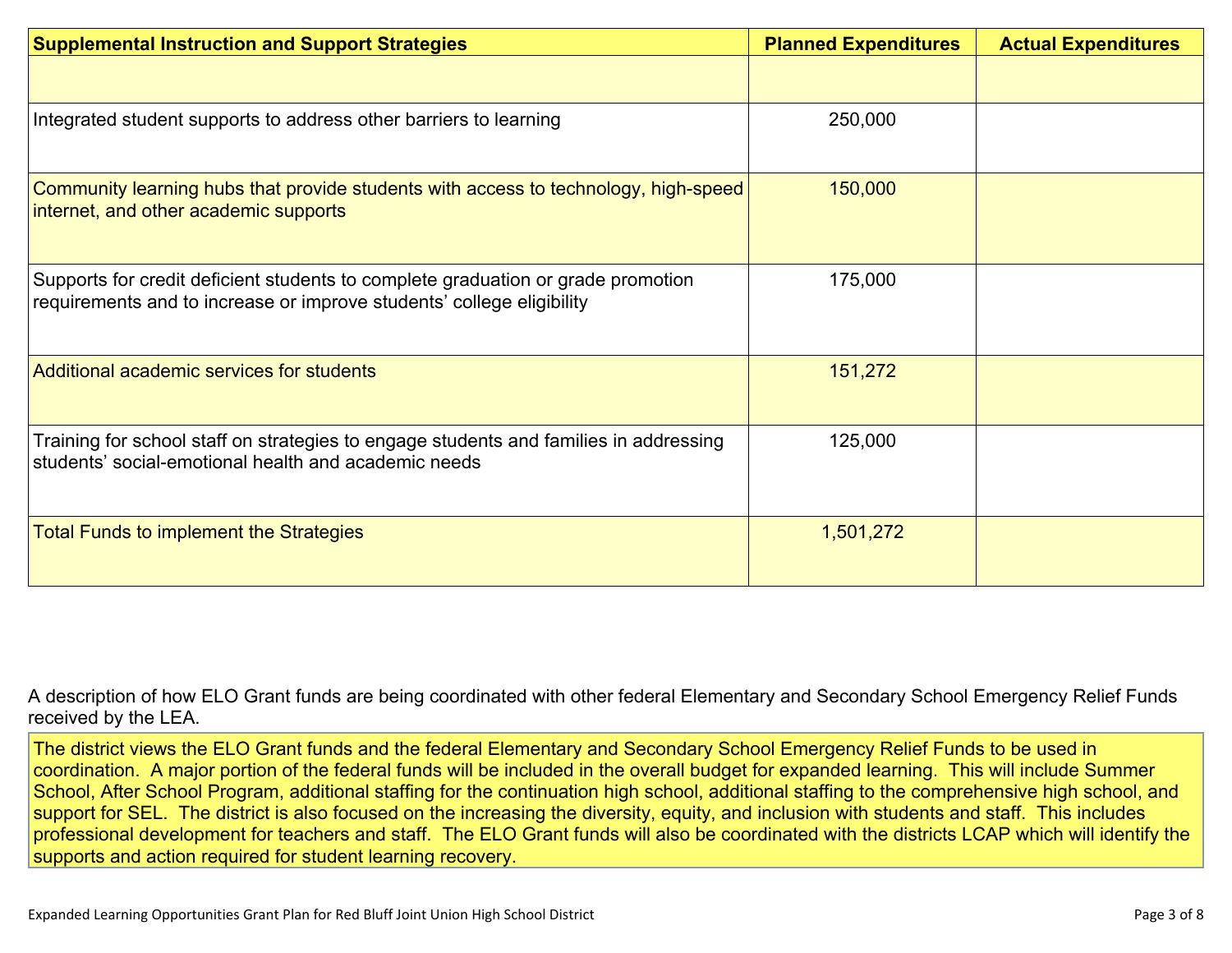| Supplemental Instruction and Support Strategies | Planned Expenditures | Actual Expenditures |
|---|---|---|
| | | |
| Integrated student supports to address other barriers to learning | 250,000 | |
| Community learning hubs that provide students with access to technology, high-speed internet, and other academic supports | 150,000 | |
| Supports for credit deficient students to complete graduation or grade promotion requirements and to increase or improve students' college eligibility | 175,000 | |
| Additional academic services for students | 151,272 | |
| Training for school staff on strategies to engage students and families in addressing students' social-emotional health and academic needs | 125,000 | |
| Total Funds to implement the Strategies | 1,501,272 | |

A description of how ELO Grant funds are being coordinated with other federal Elementary and Secondary School Emergency Relief Funds received by the LEA.

The district views the ELO Grant funds and the federal Elementary and Secondary School Emergency Relief Funds to be used in coordination. A major portion of the federal funds will be included in the overall budget for expanded learning. This will include Summer School, After School Program, additional staffing for the continuation high school, additional staffing to the comprehensive high school, and support for SEL. The district is also focused on the increasing the diversity, equity, and inclusion with students and staff. This includes professional development for teachers and staff. The ELO Grant funds will also be coordinated with the districts LCAP which will identify the supports and action required for student learning recovery.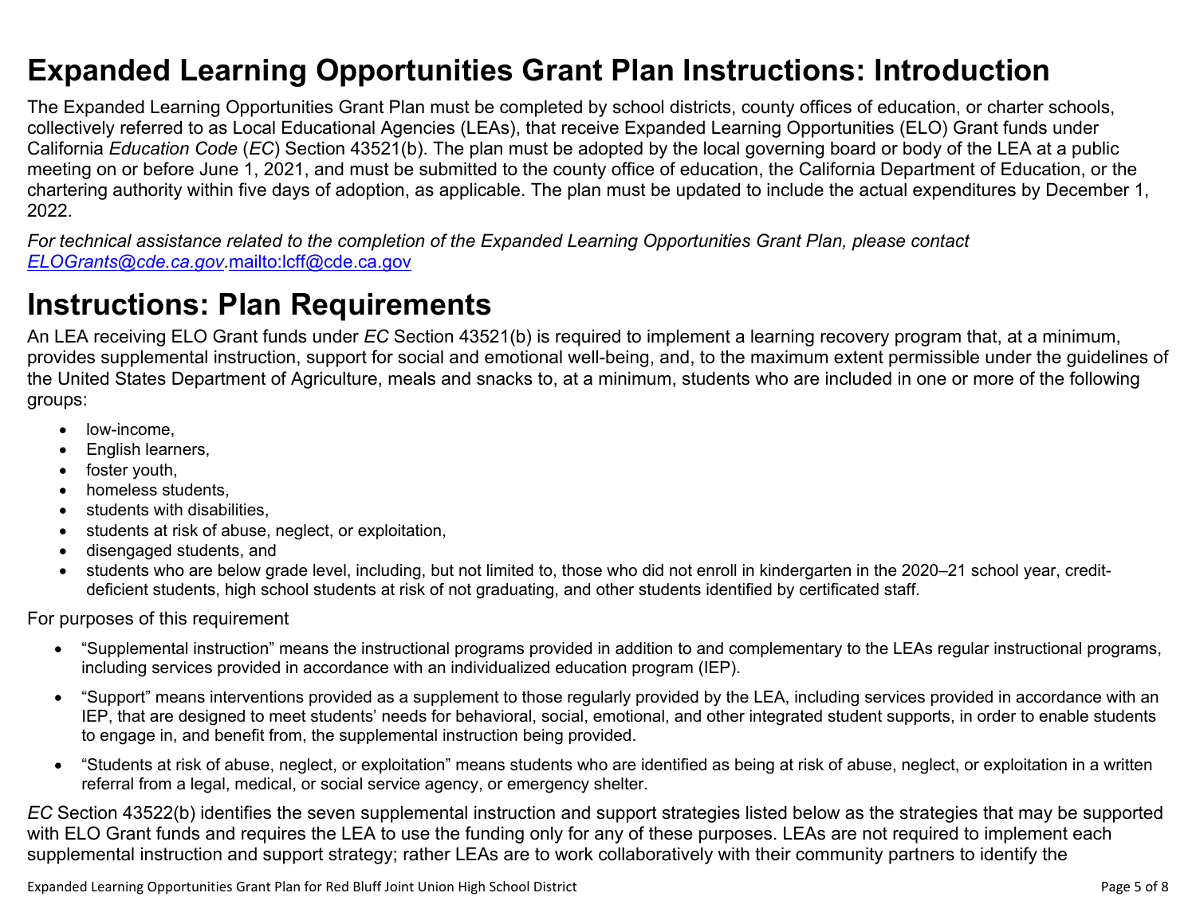# Expanded Learning Opportunities Grant Plan Instructions: Introduction

The Expanded Learning Opportunities Grant Plan must be completed by school districts, county offices of education, or charter schools, collectively referred to as Local Educational Agencies (LEAs), that receive Expanded Learning Opportunities (ELO) Grant funds under California *Education Code* (*EC*) Section 43521(b). The plan must be adopted by the local governing board or body of the LEA at a public meeting on or before June 1, 2021, and must be submitted to the county office of education, the California Department of Education, or the chartering authority within five days of adoption, as applicable. The plan must be updated to include the actual expenditures by December 1, 2022.

*For technical assistance related to the completion of the Expanded Learning Opportunities Grant Plan, please contact [ELOGrants@cde.ca.gov](mailto:ELOGrants@cde.ca.gov).*[mailto:lcff@cde.ca.gov](mailto:lcff@cde.ca.gov)

# Instructions: Plan Requirements

An LEA receiving ELO Grant funds under *EC* Section 43521(b) is required to implement a learning recovery program that, at a minimum, provides supplemental instruction, support for social and emotional well-being, and, to the maximum extent permissible under the guidelines of the United States Department of Agriculture, meals and snacks to, at a minimum, students who are included in one or more of the following groups:

- low-income,
- English learners,
- foster youth,
- homeless students,
- students with disabilities,
- students at risk of abuse, neglect, or exploitation,
- disengaged students, and
- students who are below grade level, including, but not limited to, those who did not enroll in kindergarten in the 2020–21 school year, credit-deficient students, high school students at risk of not graduating, and other students identified by certificated staff.

For purposes of this requirement

- "Supplemental instruction" means the instructional programs provided in addition to and complementary to the LEAs regular instructional programs, including services provided in accordance with an individualized education program (IEP).
- "Support" means interventions provided as a supplement to those regularly provided by the LEA, including services provided in accordance with an IEP, that are designed to meet students' needs for behavioral, social, emotional, and other integrated student supports, in order to enable students to engage in, and benefit from, the supplemental instruction being provided.
- "Students at risk of abuse, neglect, or exploitation" means students who are identified as being at risk of abuse, neglect, or exploitation in a written referral from a legal, medical, or social service agency, or emergency shelter.

*EC* Section 43522(b) identifies the seven supplemental instruction and support strategies listed below as the strategies that may be supported with ELO Grant funds and requires the LEA to use the funding only for any of these purposes. LEAs are not required to implement each supplemental instruction and support strategy; rather LEAs are to work collaboratively with their community partners to identify the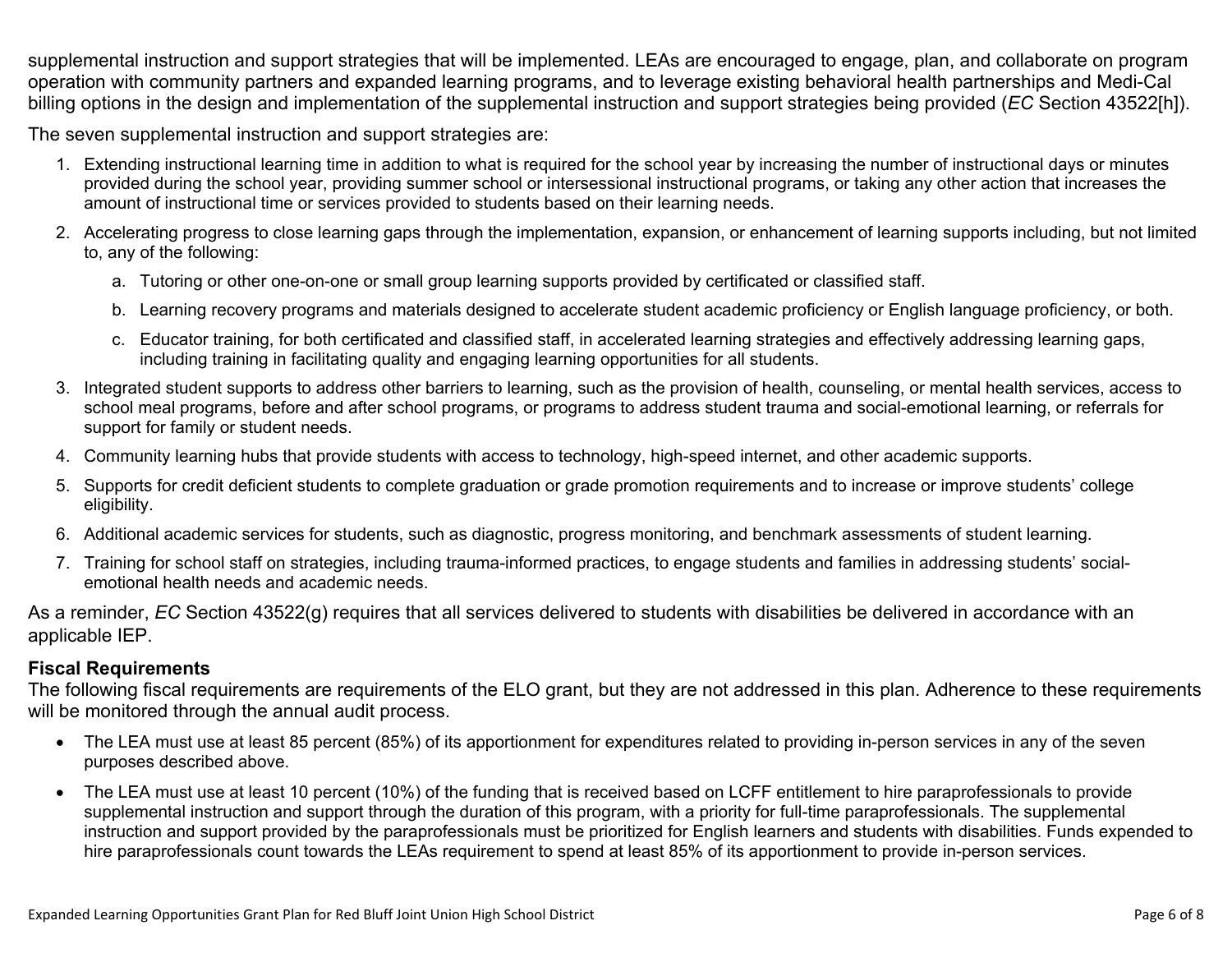supplemental instruction and support strategies that will be implemented. LEAs are encouraged to engage, plan, and collaborate on program operation with community partners and expanded learning programs, and to leverage existing behavioral health partnerships and Medi-Cal billing options in the design and implementation of the supplemental instruction and support strategies being provided (*EC* Section 43522[h]).

The seven supplemental instruction and support strategies are:

1. Extending instructional learning time in addition to what is required for the school year by increasing the number of instructional days or minutes provided during the school year, providing summer school or intersessional instructional programs, or taking any other action that increases the amount of instructional time or services provided to students based on their learning needs.
2. Accelerating progress to close learning gaps through the implementation, expansion, or enhancement of learning supports including, but not limited to, any of the following:
   a. Tutoring or other one-on-one or small group learning supports provided by certificated or classified staff.
   b. Learning recovery programs and materials designed to accelerate student academic proficiency or English language proficiency, or both.
   c. Educator training, for both certificated and classified staff, in accelerated learning strategies and effectively addressing learning gaps, including training in facilitating quality and engaging learning opportunities for all students.
3. Integrated student supports to address other barriers to learning, such as the provision of health, counseling, or mental health services, access to school meal programs, before and after school programs, or programs to address student trauma and social-emotional learning, or referrals for support for family or student needs.
4. Community learning hubs that provide students with access to technology, high-speed internet, and other academic supports.
5. Supports for credit deficient students to complete graduation or grade promotion requirements and to increase or improve students' college eligibility.
6. Additional academic services for students, such as diagnostic, progress monitoring, and benchmark assessments of student learning.
7. Training for school staff on strategies, including trauma-informed practices, to engage students and families in addressing students' social-emotional health needs and academic needs.

As a reminder, *EC* Section 43522(g) requires that all services delivered to students with disabilities be delivered in accordance with an applicable IEP.

**Fiscal Requirements**

The following fiscal requirements are requirements of the ELO grant, but they are not addressed in this plan. Adherence to these requirements will be monitored through the annual audit process.

- The LEA must use at least 85 percent (85%) of its apportionment for expenditures related to providing in-person services in any of the seven purposes described above.
- The LEA must use at least 10 percent (10%) of the funding that is received based on LCFF entitlement to hire paraprofessionals to provide supplemental instruction and support through the duration of this program, with a priority for full-time paraprofessionals. The supplemental instruction and support provided by the paraprofessionals must be prioritized for English learners and students with disabilities. Funds expended to hire paraprofessionals count towards the LEAs requirement to spend at least 85% of its apportionment to provide in-person services.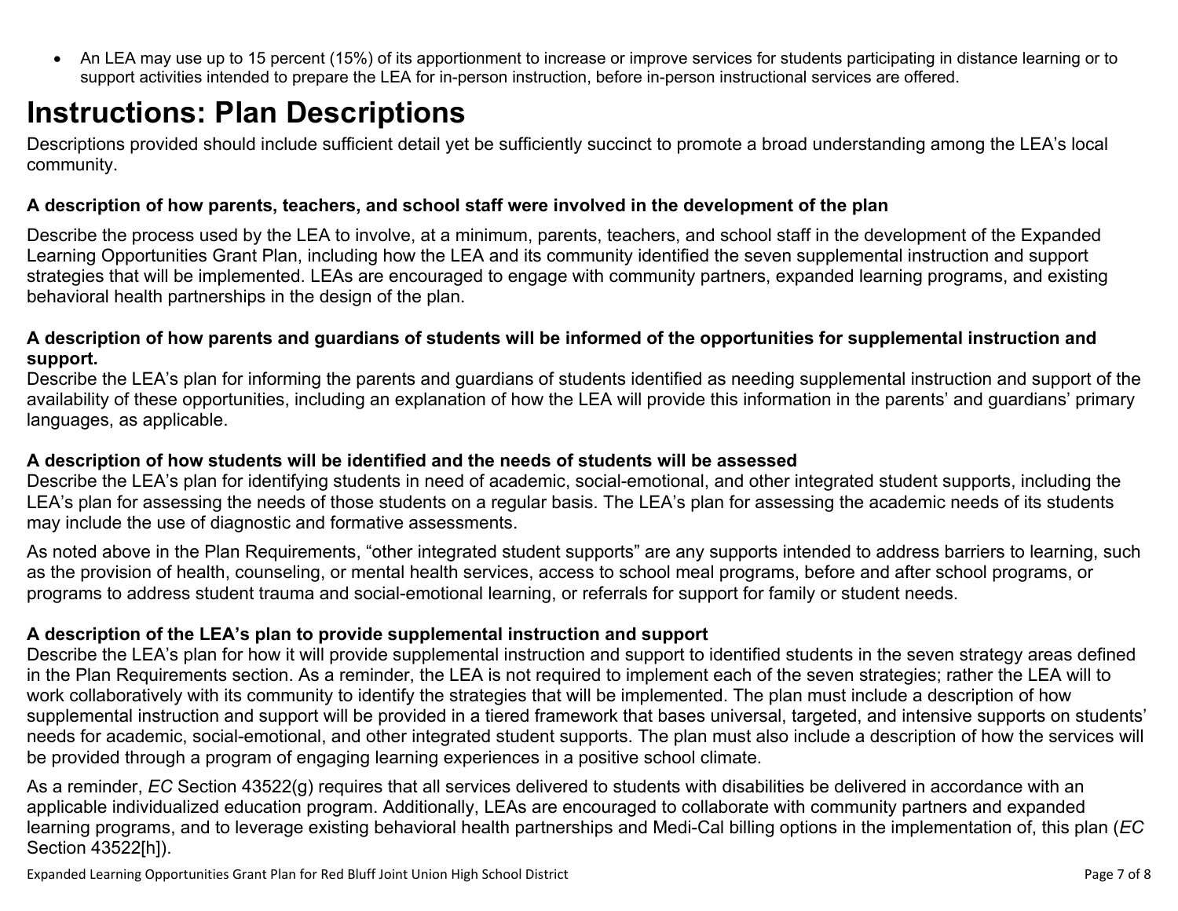- An LEA may use up to 15 percent (15%) of its apportionment to increase or improve services for students participating in distance learning or to support activities intended to prepare the LEA for in-person instruction, before in-person instructional services are offered.

# Instructions: Plan Descriptions

Descriptions provided should include sufficient detail yet be sufficiently succinct to promote a broad understanding among the LEA's local community.

**A description of how parents, teachers, and school staff were involved in the development of the plan**

Describe the process used by the LEA to involve, at a minimum, parents, teachers, and school staff in the development of the Expanded Learning Opportunities Grant Plan, including how the LEA and its community identified the seven supplemental instruction and support strategies that will be implemented. LEAs are encouraged to engage with community partners, expanded learning programs, and existing behavioral health partnerships in the design of the plan.

**A description of how parents and guardians of students will be informed of the opportunities for supplemental instruction and support.**

Describe the LEA's plan for informing the parents and guardians of students identified as needing supplemental instruction and support of the availability of these opportunities, including an explanation of how the LEA will provide this information in the parents' and guardians' primary languages, as applicable.

**A description of how students will be identified and the needs of students will be assessed**

Describe the LEA's plan for identifying students in need of academic, social-emotional, and other integrated student supports, including the LEA's plan for assessing the needs of those students on a regular basis. The LEA's plan for assessing the academic needs of its students may include the use of diagnostic and formative assessments.

As noted above in the Plan Requirements, "other integrated student supports" are any supports intended to address barriers to learning, such as the provision of health, counseling, or mental health services, access to school meal programs, before and after school programs, or programs to address student trauma and social-emotional learning, or referrals for support for family or student needs.

**A description of the LEA's plan to provide supplemental instruction and support**

Describe the LEA's plan for how it will provide supplemental instruction and support to identified students in the seven strategy areas defined in the Plan Requirements section. As a reminder, the LEA is not required to implement each of the seven strategies; rather the LEA will to work collaboratively with its community to identify the strategies that will be implemented. The plan must include a description of how supplemental instruction and support will be provided in a tiered framework that bases universal, targeted, and intensive supports on students' needs for academic, social-emotional, and other integrated student supports. The plan must also include a description of how the services will be provided through a program of engaging learning experiences in a positive school climate.

As a reminder, *EC* Section 43522(g) requires that all services delivered to students with disabilities be delivered in accordance with an applicable individualized education program. Additionally, LEAs are encouraged to collaborate with community partners and expanded learning programs, and to leverage existing behavioral health partnerships and Medi-Cal billing options in the implementation of, this plan (*EC* Section 43522[h]).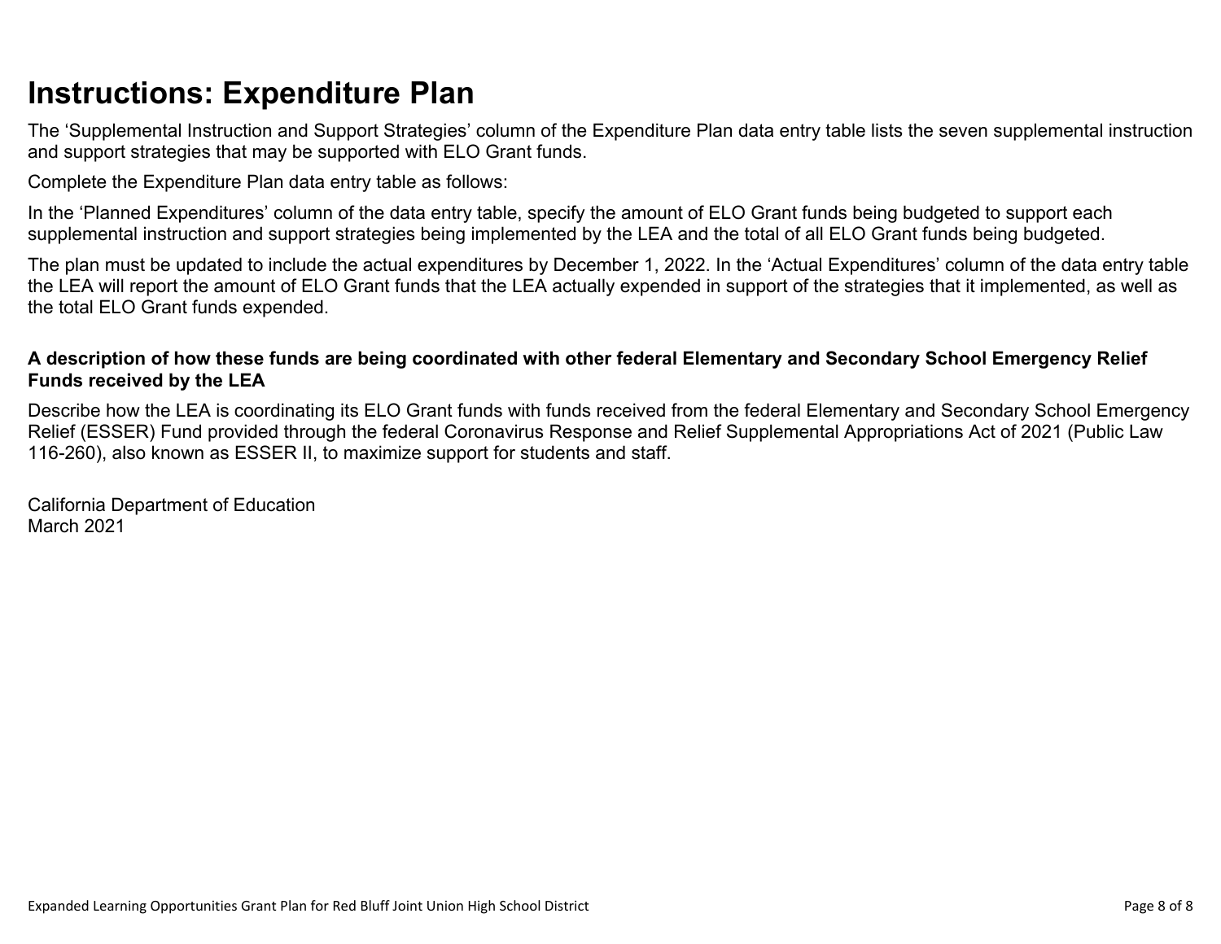# Instructions: Expenditure Plan

The 'Supplemental Instruction and Support Strategies' column of the Expenditure Plan data entry table lists the seven supplemental instruction and support strategies that may be supported with ELO Grant funds.

Complete the Expenditure Plan data entry table as follows:

In the 'Planned Expenditures' column of the data entry table, specify the amount of ELO Grant funds being budgeted to support each supplemental instruction and support strategies being implemented by the LEA and the total of all ELO Grant funds being budgeted.

The plan must be updated to include the actual expenditures by December 1, 2022. In the 'Actual Expenditures' column of the data entry table the LEA will report the amount of ELO Grant funds that the LEA actually expended in support of the strategies that it implemented, as well as the total ELO Grant funds expended.

**A description of how these funds are being coordinated with other federal Elementary and Secondary School Emergency Relief Funds received by the LEA**

Describe how the LEA is coordinating its ELO Grant funds with funds received from the federal Elementary and Secondary School Emergency Relief (ESSER) Fund provided through the federal Coronavirus Response and Relief Supplemental Appropriations Act of 2021 (Public Law 116-260), also known as ESSER II, to maximize support for students and staff.

California Department of Education
March 2021